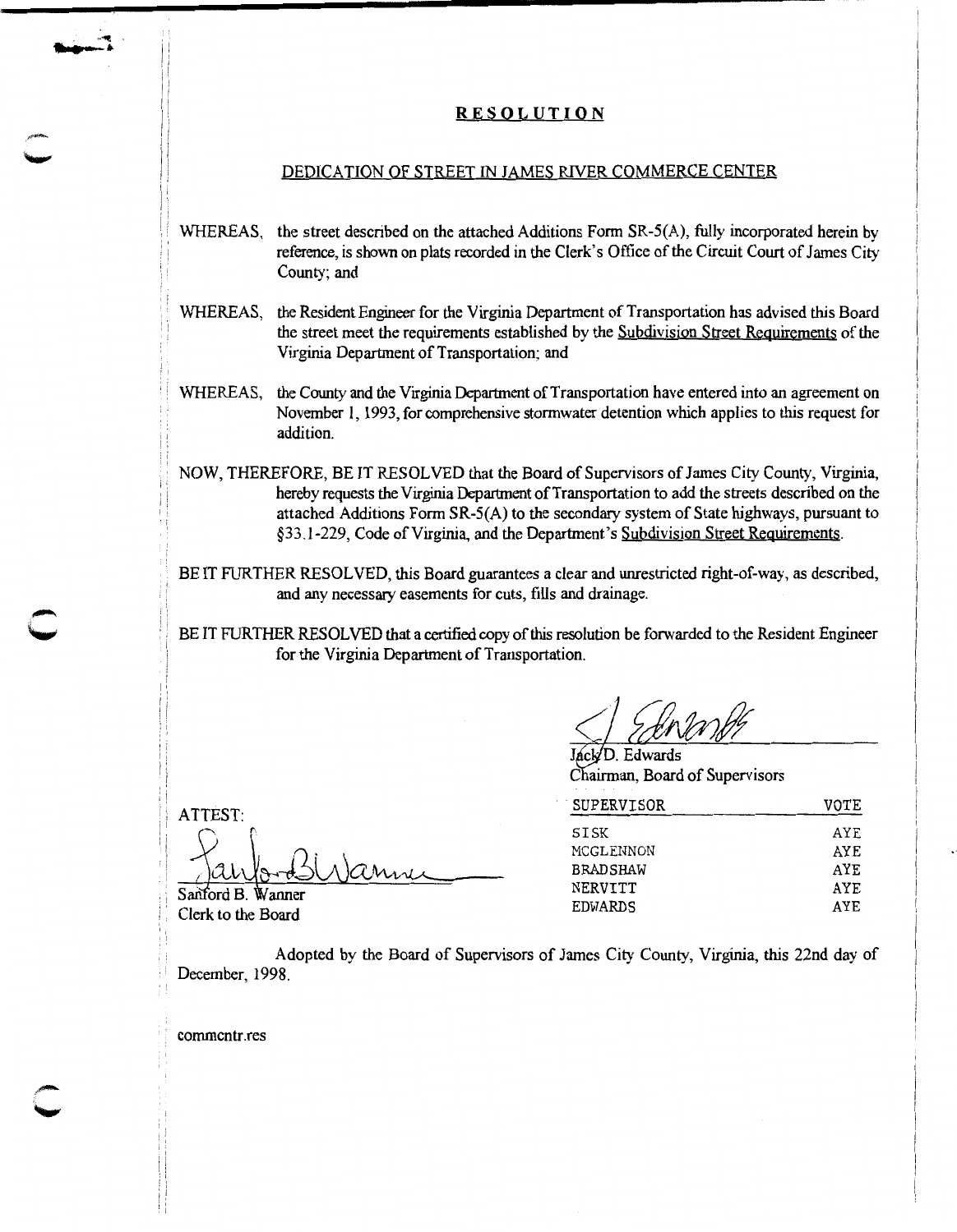# RESOLUTION

## DEDICATION OF STREET IN JAMES RIVER COMMERCE CENTER

WHEREAS, the street described on the attached Additions Form SR-5(A), fully incorporated herein by reference, is shown on plats recorded in the Clerk's Office of the Circuit Court of James City County; and

WHEREAS, the Resident Engineer for the Virginia Department of Transportation has advised this Board the street meet the requirements established by the Subdivision Street Requirements of the Virginia Department of Transportation; and

WHEREAS, the County and the Virginia Department of Transportation have entered into an agreement on November 1, 1993, for comprehensive stormwater detention which applies to this request for addition.

NOW, THEREFORE, BE IT RESOLVED that the Board of Supervisors of James City County, Virginia, hereby requests the Virginia Department of Transportation to add the streets described on the attached Additions Form SR-5(A) to the secondary system of State highways, pursuant to §33.1-229, Code of Virginia, and the Department's Subdivision Street Requirements.

BE IT FURTHER RESOLVED, this Board guarantees a clear and unrestricted right-of-way, as described, and any necessary easements for cuts, fills and drainage.

BE IT FURTHER RESOLVED that a certified copy of this resolution be forwarded to the Resident Engineer for the Virginia Department of Transportation.

Jack D. Edwards
Chairman, Board of Supervisors

ATTEST:

Sanford B. Wanner
Clerk to the Board

| SUPERVISOR | VOTE |
|---|---|
| SISK | AYE |
| MCGLENNON | AYE |
| BRADSHAW | AYE |
| NERVITT | AYE |
| EDWARDS | AYE |

Adopted by the Board of Supervisors of James City County, Virginia, this 22nd day of December, 1998.

commcntr.res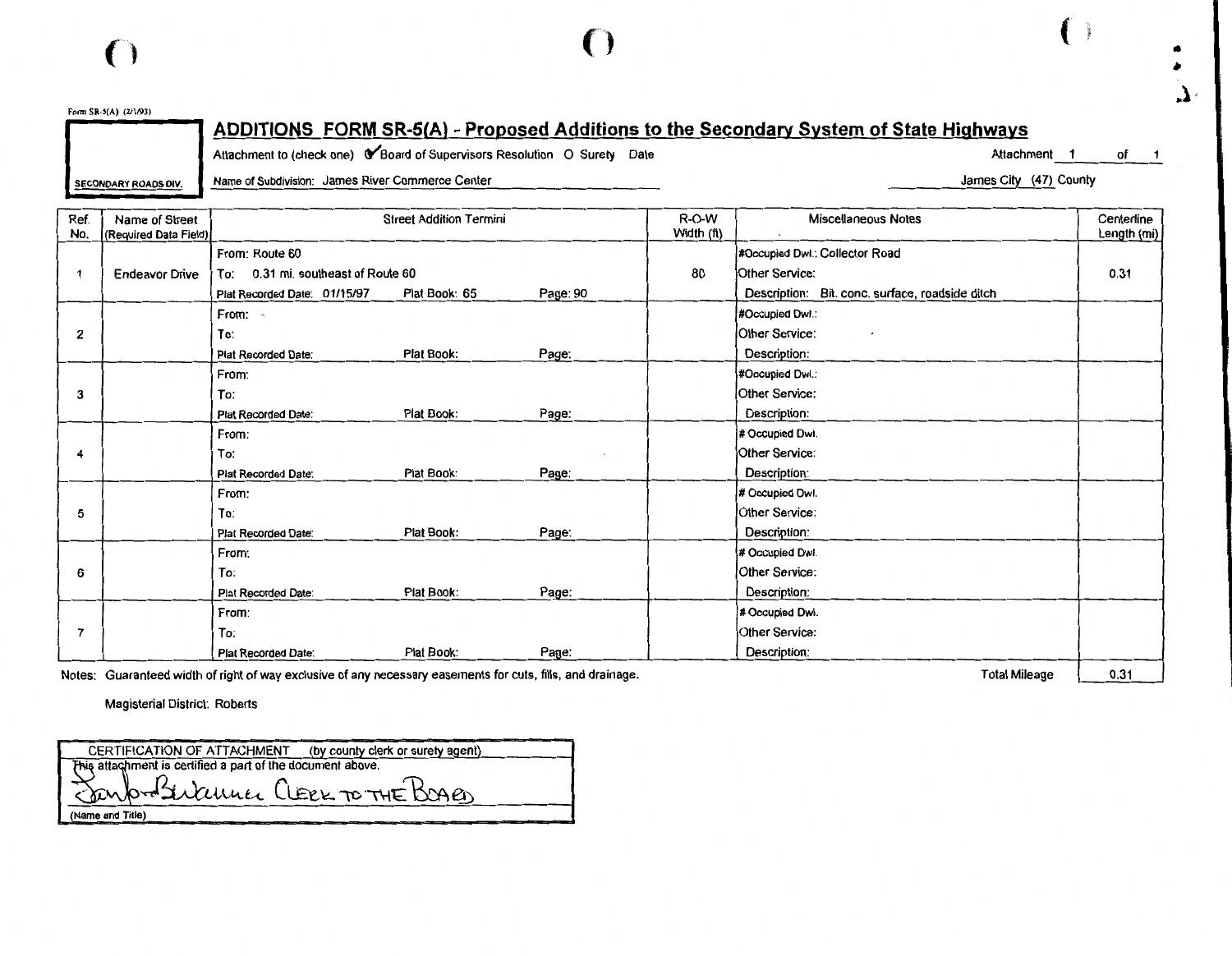Form SR-5(A) (2/1/93)

SECONDARY ROADS DIV.

## ADDITIONS FORM SR-5(A) - Proposed Additions to the Secondary System of State Highways

Attachment to (check one) ✓ Board of Supervisors Resolution O Surety Date

Attachment 1 of 1

Name of Subdivision: James River Commerce Center

James City (47) County

| Ref. No. | Name of Street (Required Data Field) | Street Addition Termini | R-O-W Width (ft) | Miscellaneous Notes | Centerline Length (mi) |
|---|---|---|---|---|---|
| 1 | Endeavor Drive | From: Route 60<br>To: 0.31 mi. southeast of Route 60<br>Plat Recorded Date: 01/15/97 Plat Book: 65 Page: 90 | 80 | #Occupied Dwl.: Collector Road<br>Other Service:<br>Description: Bit. conc. surface, roadside ditch | 0.31 |
| 2 | | From:<br>To:<br>Plat Recorded Date: Plat Book: Page: | | #Occupied Dwl.:<br>Other Service:<br>Description: | |
| 3 | | From:<br>To:<br>Plat Recorded Date: Plat Book: Page: | | #Occupied Dwl.:<br>Other Service:<br>Description: | |
| 4 | | From:<br>To:<br>Plat Recorded Date: Plat Book: Page: | | # Occupied Dwl.<br>Other Service:<br>Description: | |
| 5 | | From:<br>To:<br>Plat Recorded Date: Plat Book: Page: | | # Occupied Dwl.<br>Other Service:<br>Description: | |
| 6 | | From:<br>To:<br>Plat Recorded Date: Plat Book: Page: | | # Occupied Dwl.<br>Other Service:<br>Description: | |
| 7 | | From:<br>To:<br>Plat Recorded Date: Plat Book: Page: | | # Occupied Dwl.<br>Other Service:<br>Description: | |

Notes: Guaranteed width of right of way exclusive of any necessary easements for cuts, fills, and drainage.

Total Mileage 0.31

Magisterial District: Roberts

| CERTIFICATION OF ATTACHMENT (by county clerk or surety agent) |
|---|
| This attachment is certified a part of the document above. |
| Sanford B. Wanner Clerk to the Board |
| (Name and Title) |